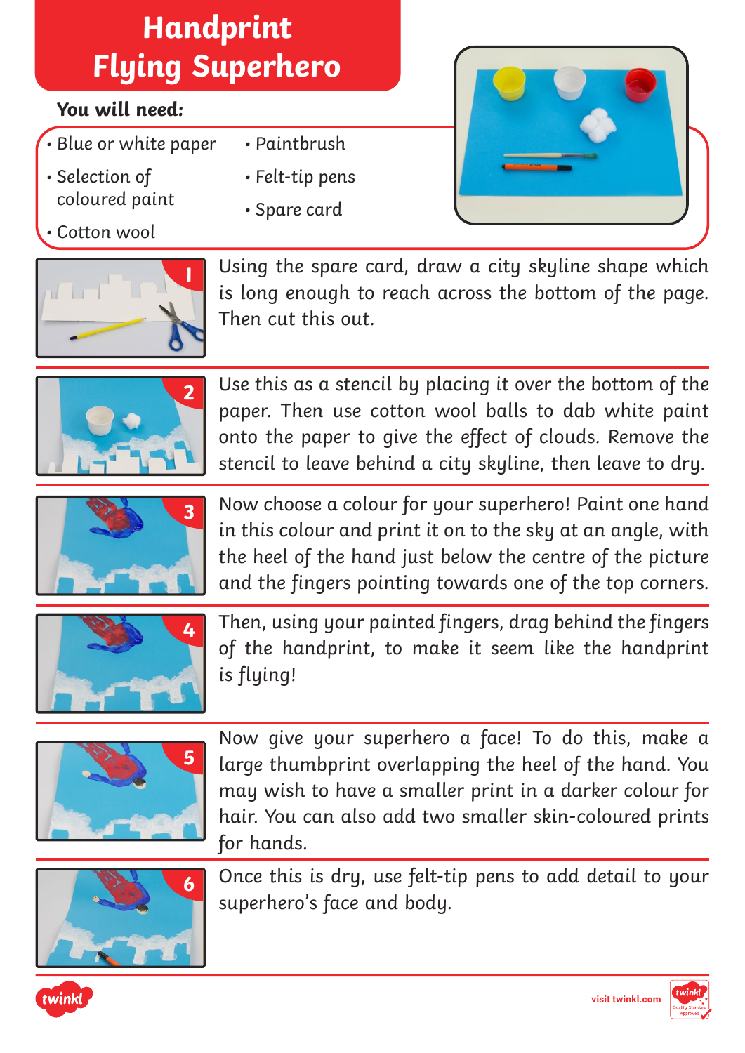# Handprint Flying Superhero

**You will need:**

- Blue or white paper
- Selection of coloured paint
- Cotton wool
- Paintbrush
- Felt-tip pens
- Spare card

1. Using the spare card, draw a city skyline shape which is long enough to reach across the bottom of the page. Then cut this out.

2. Use this as a stencil by placing it over the bottom of the paper. Then use cotton wool balls to dab white paint onto the paper to give the effect of clouds. Remove the stencil to leave behind a city skyline, then leave to dry.

3. Now choose a colour for your superhero! Paint one hand in this colour and print it on to the sky at an angle, with the heel of the hand just below the centre of the picture and the fingers pointing towards one of the top corners.

4. Then, using your painted fingers, drag behind the fingers of the handprint, to make it seem like the handprint is flying!

5. Now give your superhero a face! To do this, make a large thumbprint overlapping the heel of the hand. You may wish to have a smaller print in a darker colour for hair. You can also add two smaller skin-coloured prints for hands.

6. Once this is dry, use felt-tip pens to add detail to your superhero's face and body.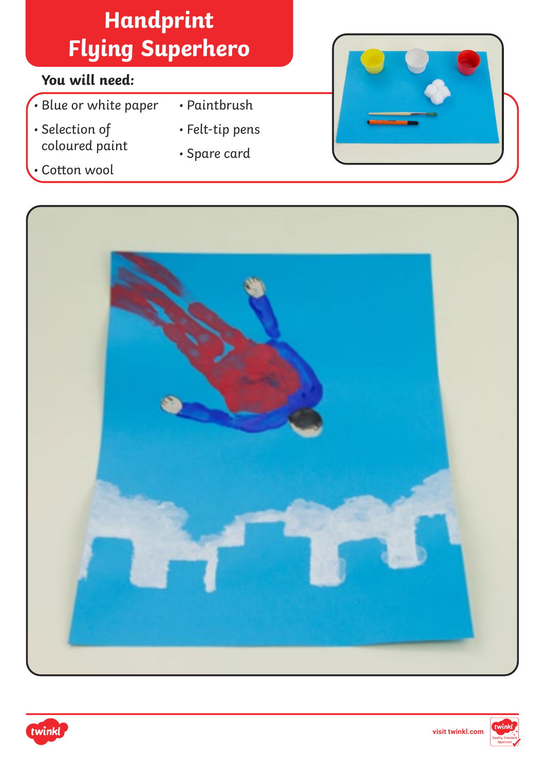# Handprint Flying Superhero

**You will need:**

- Blue or white paper
- Selection of coloured paint
- Cotton wool
- Paintbrush
- Felt-tip pens
- Spare card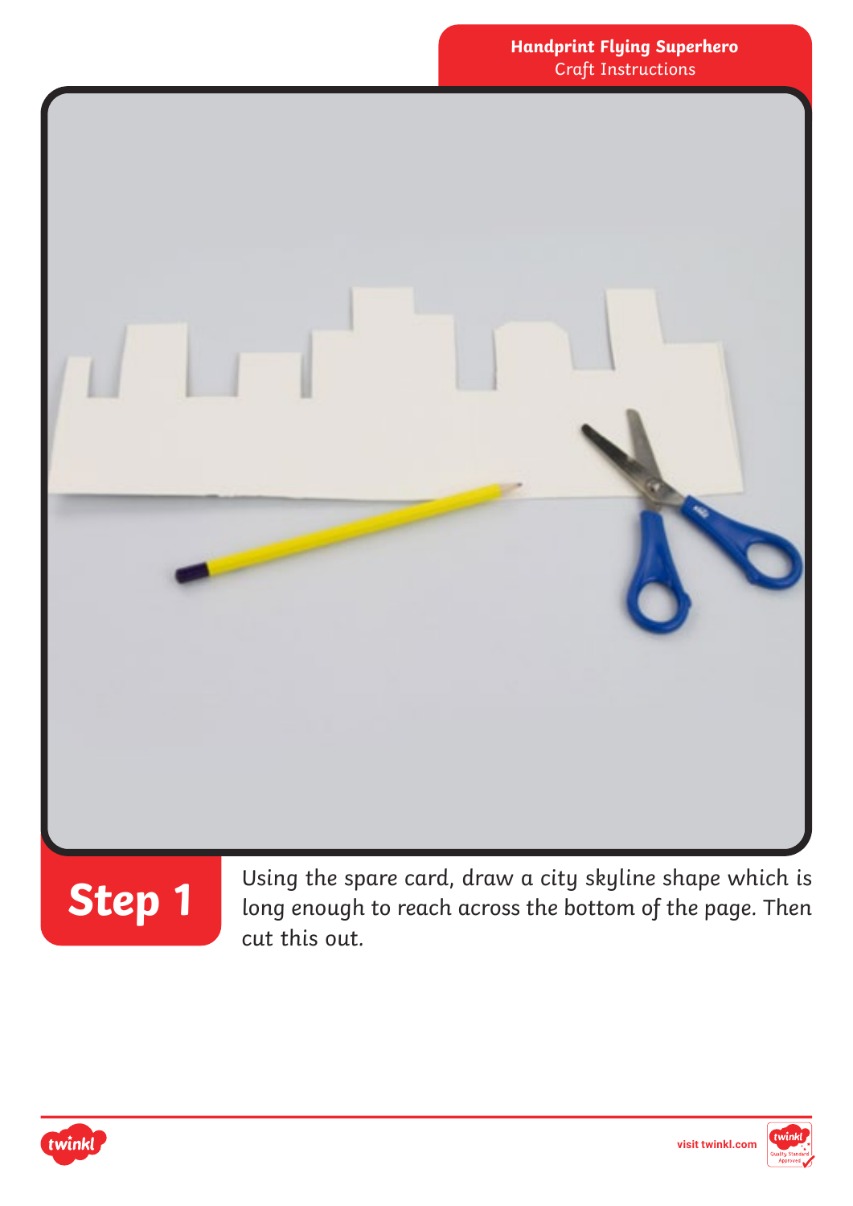## Step 1

Using the spare card, draw a city skyline shape which is long enough to reach across the bottom of the page. Then cut this out.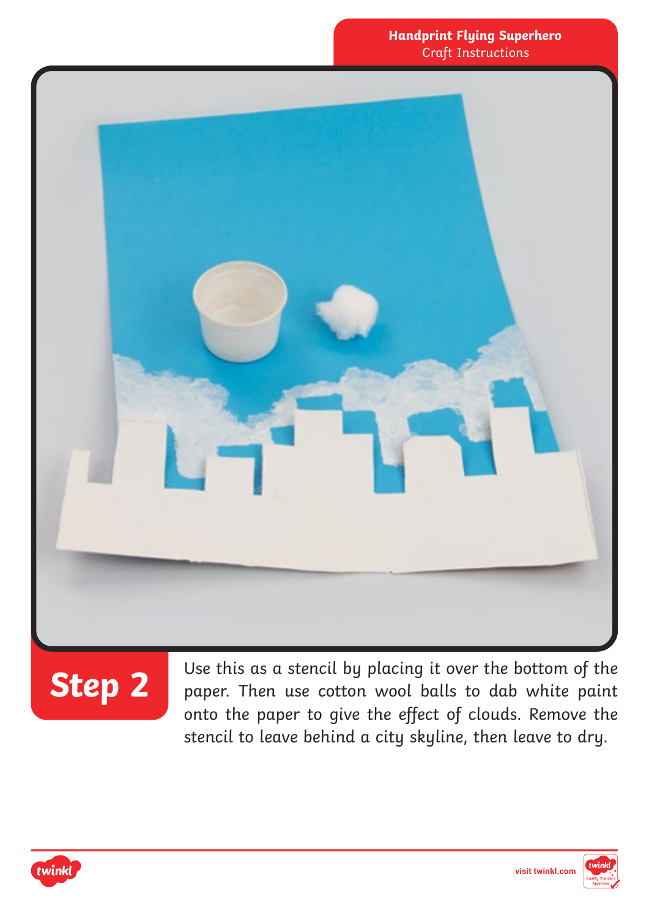## Step 2

Use this as a stencil by placing it over the bottom of the paper. Then use cotton wool balls to dab white paint onto the paper to give the effect of clouds. Remove the stencil to leave behind a city skyline, then leave to dry.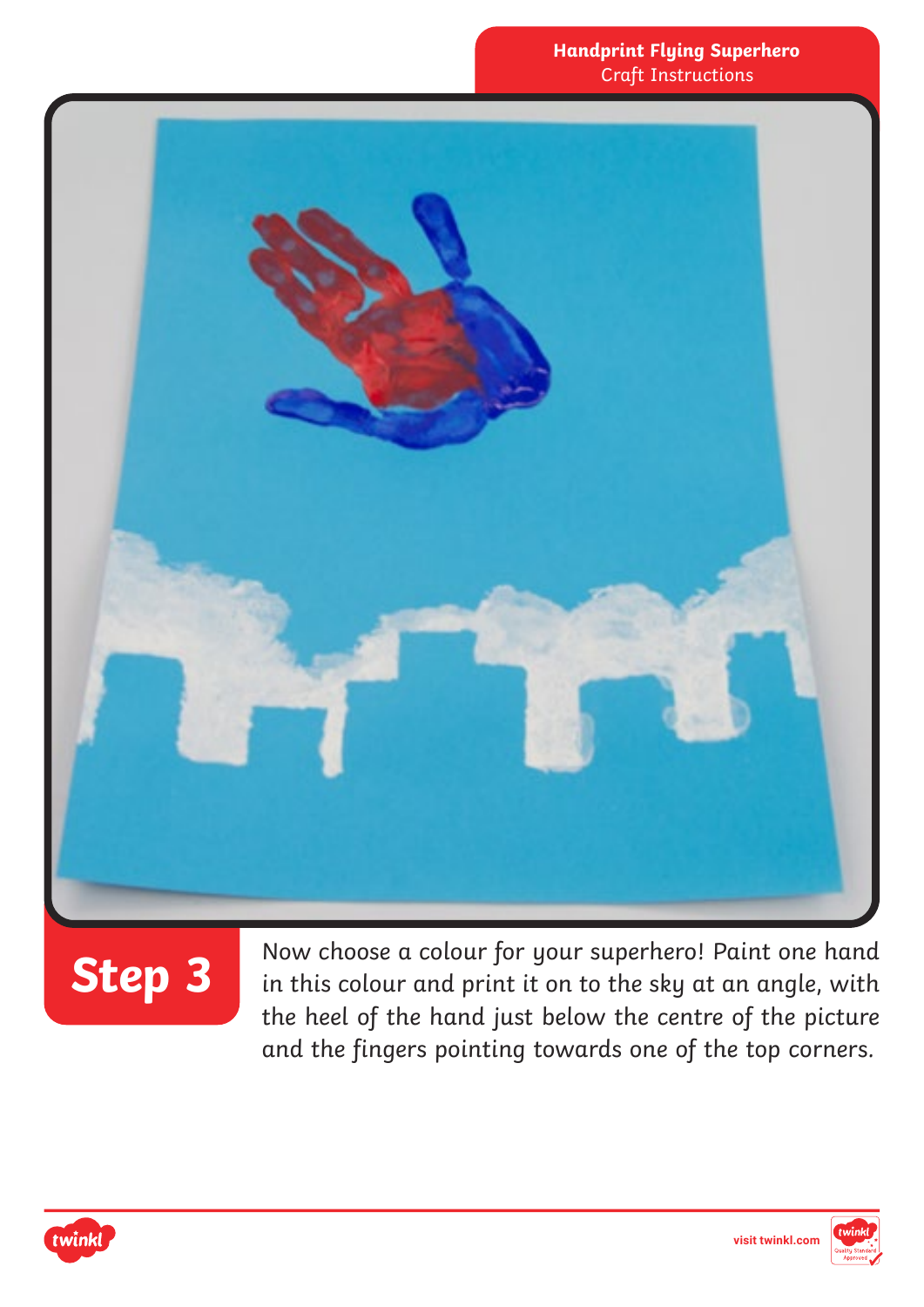## Step 3

Now choose a colour for your superhero! Paint one hand in this colour and print it on to the sky at an angle, with the heel of the hand just below the centre of the picture and the fingers pointing towards one of the top corners.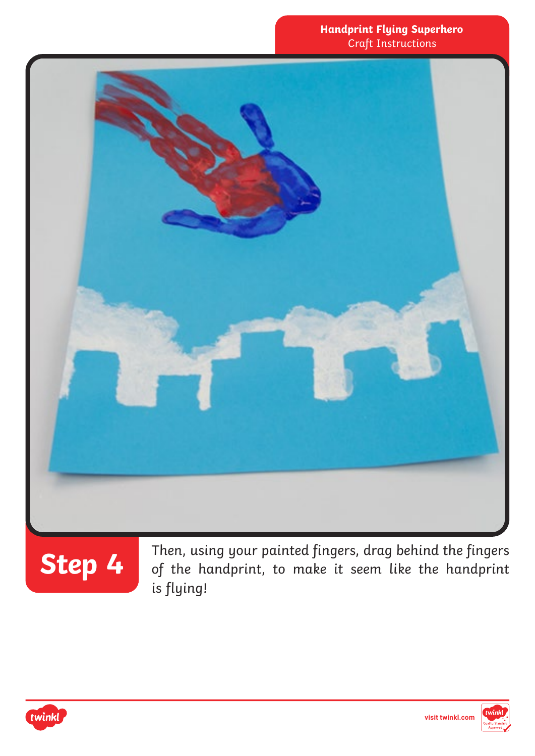## Step 4

Then, using your painted fingers, drag behind the fingers of the handprint, to make it seem like the handprint is flying!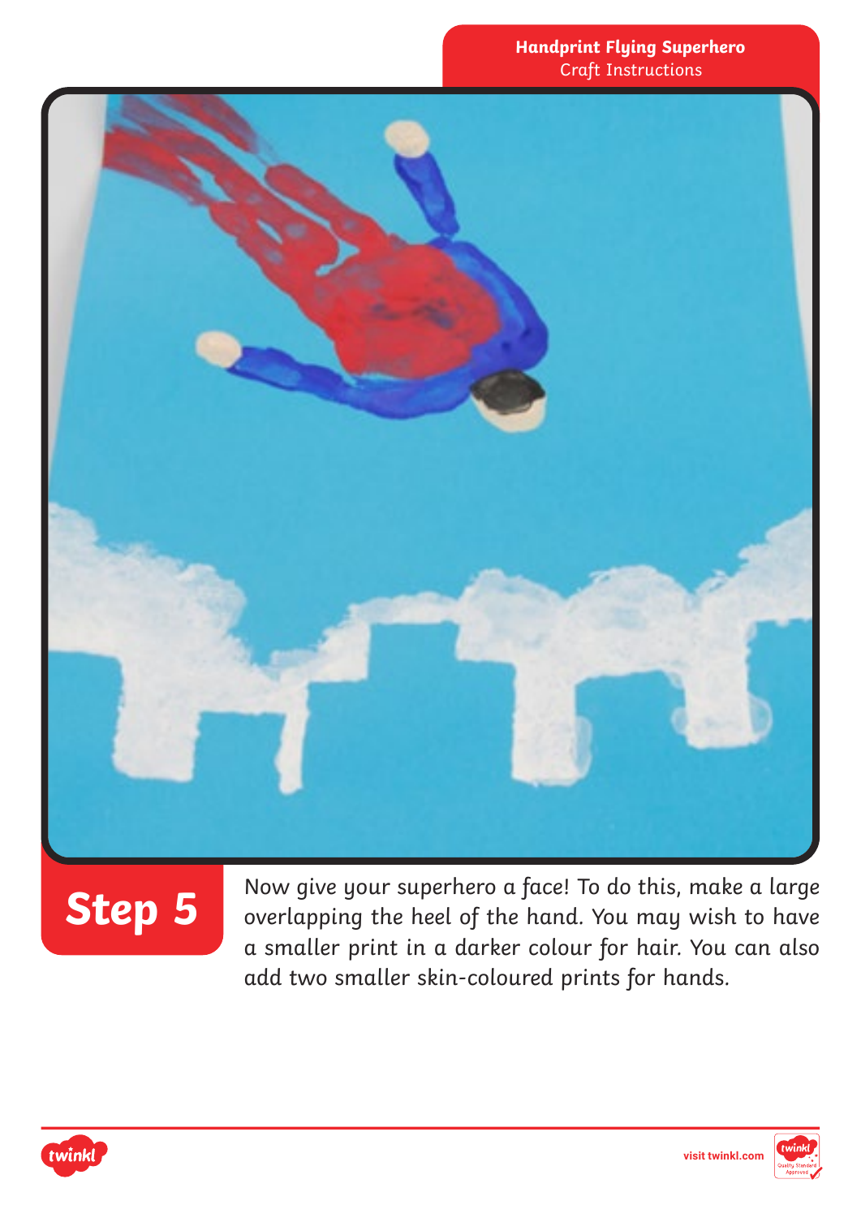## Step 5

Now give your superhero a face! To do this, make a large overlapping the heel of the hand. You may wish to have a smaller print in a darker colour for hair. You can also add two smaller skin-coloured prints for hands.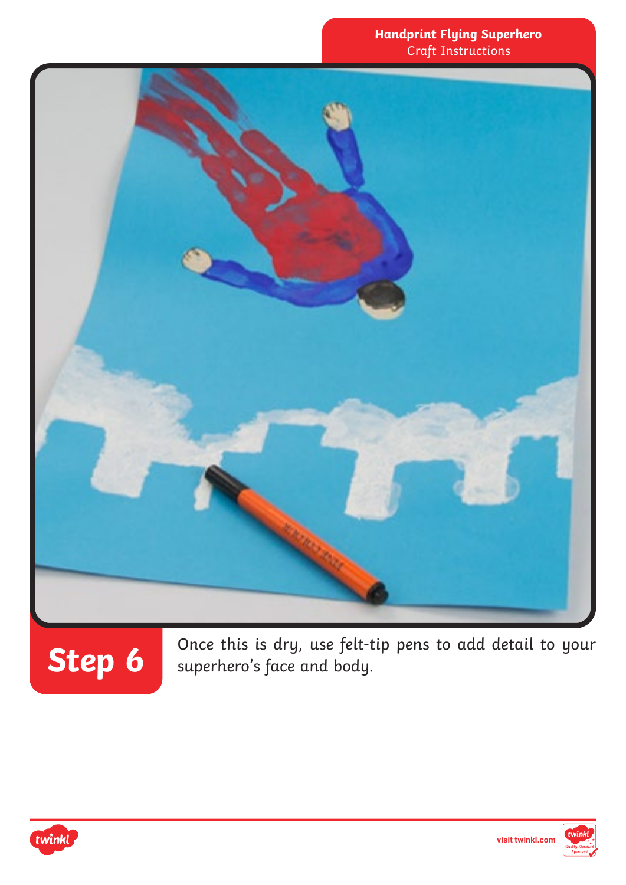## Step 6

Once this is dry, use felt-tip pens to add detail to your superhero's face and body.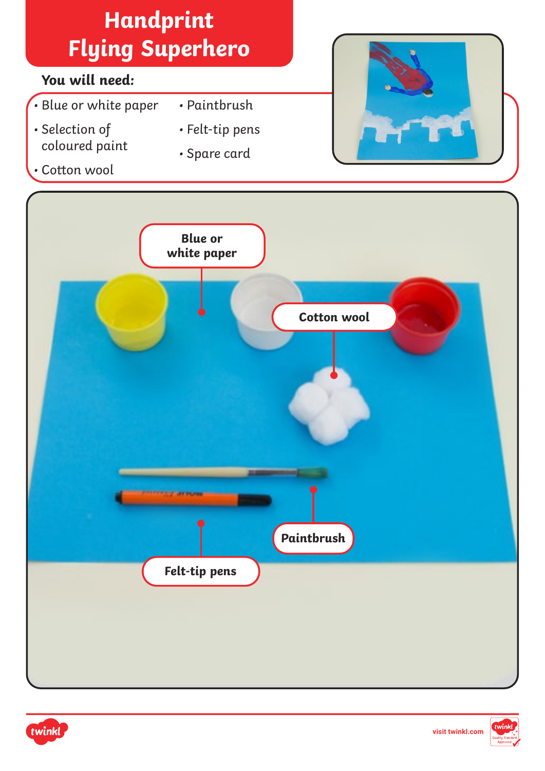# Handprint Flying Superhero

**You will need:**

- Blue or white paper
- Selection of coloured paint
- Cotton wool
- Paintbrush
- Felt-tip pens
- Spare card

Blue or white paper

Cotton wool

Paintbrush

Felt-tip pens